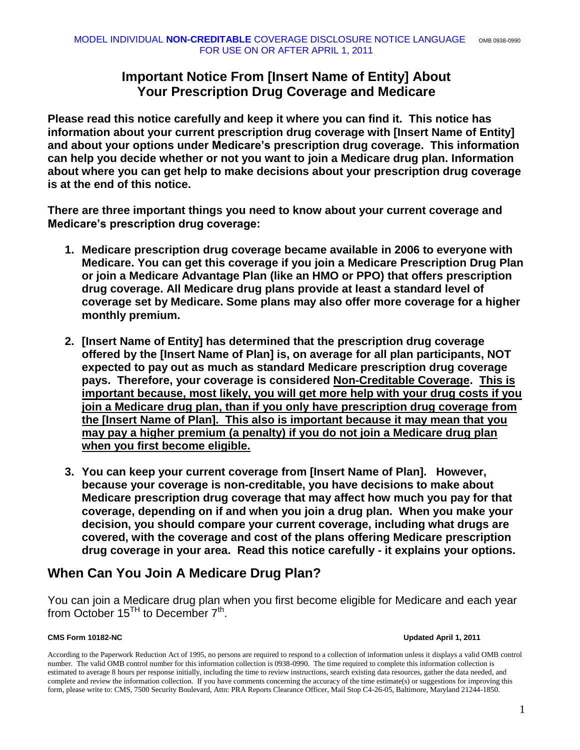MODEL INDIVIDUAL **NON-CREDITABLE** COVERAGE DISCLOSURE NOTICE LANGUAGE FOR USE ON OR AFTER APRIL 1, 2011 OMB 0938-0990

# Important Notice From [Insert Name of Entity] About Your Prescription Drug Coverage and Medicare

**Please read this notice carefully and keep it where you can find it. This notice has information about your current prescription drug coverage with [Insert Name of Entity] and about your options under Medicare's prescription drug coverage. This information can help you decide whether or not you want to join a Medicare drug plan. Information about where you can get help to make decisions about your prescription drug coverage is at the end of this notice.**

**There are three important things you need to know about your current coverage and Medicare's prescription drug coverage:**

1. **Medicare prescription drug coverage became available in 2006 to everyone with Medicare. You can get this coverage if you join a Medicare Prescription Drug Plan or join a Medicare Advantage Plan (like an HMO or PPO) that offers prescription drug coverage. All Medicare drug plans provide at least a standard level of coverage set by Medicare. Some plans may also offer more coverage for a higher monthly premium.**

2. **[Insert Name of Entity] has determined that the prescription drug coverage offered by the [Insert Name of Plan] is, on average for all plan participants, NOT expected to pay out as much as standard Medicare prescription drug coverage pays. Therefore, your coverage is considered <u>Non-Creditable Coverage</u>. <u>This is important because, most likely, you will get more help with your drug costs if you join a Medicare drug plan, than if you only have prescription drug coverage from the [Insert Name of Plan]. This also is important because it may mean that you may pay a higher premium (a penalty) if you do not join a Medicare drug plan when you first become eligible.</u>**

3. **You can keep your current coverage from [Insert Name of Plan]. However, because your coverage is non-creditable, you have decisions to make about Medicare prescription drug coverage that may affect how much you pay for that coverage, depending on if and when you join a drug plan. When you make your decision, you should compare your current coverage, including what drugs are covered, with the coverage and cost of the plans offering Medicare prescription drug coverage in your area. Read this notice carefully - it explains your options.**

## When Can You Join A Medicare Drug Plan?

You can join a Medicare drug plan when you first become eligible for Medicare and each year from October 15TH to December 7th.

**CMS Form 10182-NC** **Updated April 1, 2011**

According to the Paperwork Reduction Act of 1995, no persons are required to respond to a collection of information unless it displays a valid OMB control number. The valid OMB control number for this information collection is 0938-0990. The time required to complete this information collection is estimated to average 8 hours per response initially, including the time to review instructions, search existing data resources, gather the data needed, and complete and review the information collection. If you have comments concerning the accuracy of the time estimate(s) or suggestions for improving this form, please write to: CMS, 7500 Security Boulevard, Attn: PRA Reports Clearance Officer, Mail Stop C4-26-05, Baltimore, Maryland 21244-1850.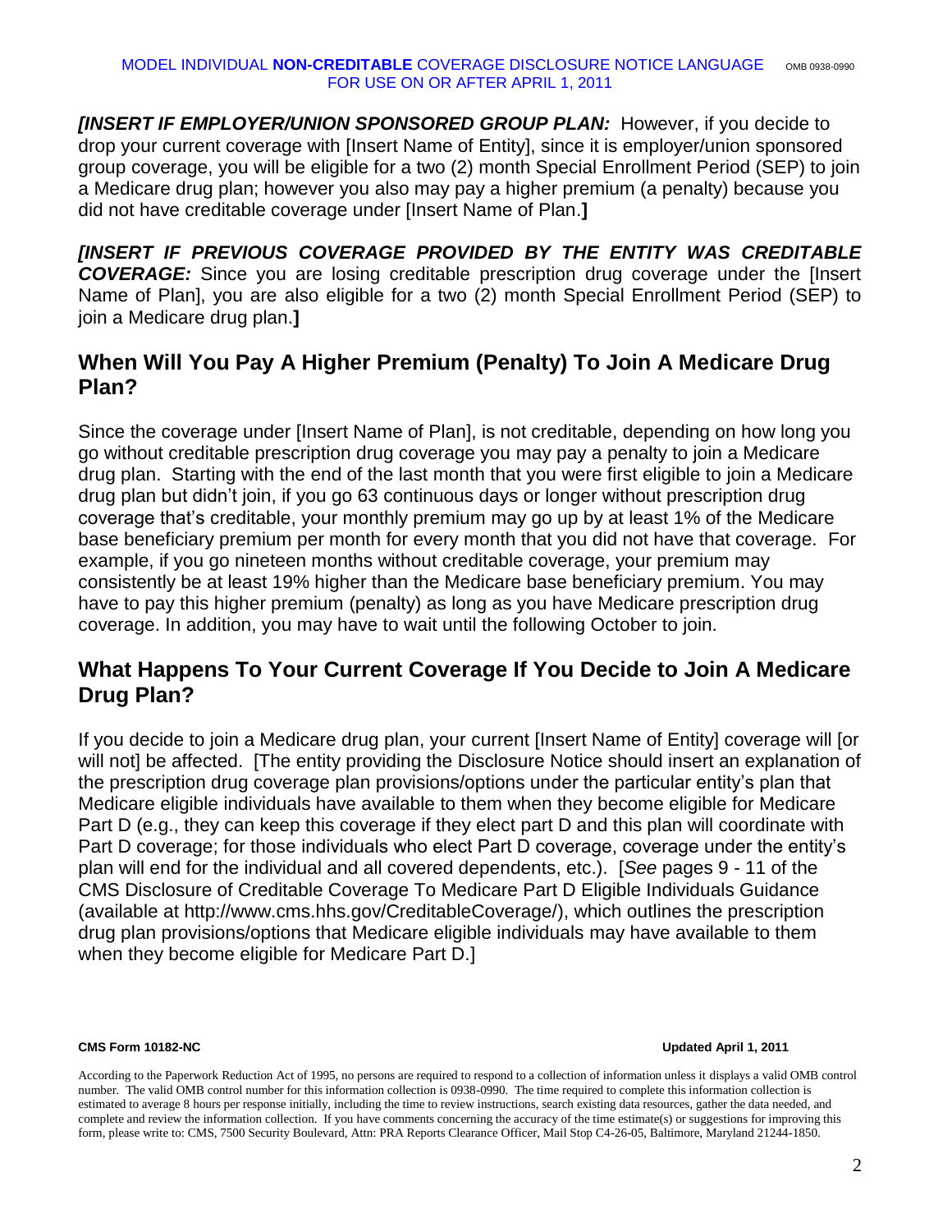***[INSERT IF EMPLOYER/UNION SPONSORED GROUP PLAN:*** However, if you decide to drop your current coverage with [Insert Name of Entity], since it is employer/union sponsored group coverage, you will be eligible for a two (2) month Special Enrollment Period (SEP) to join a Medicare drug plan; however you also may pay a higher premium (a penalty) because you did not have creditable coverage under [Insert Name of Plan.**]**

***[INSERT IF PREVIOUS COVERAGE PROVIDED BY THE ENTITY WAS CREDITABLE COVERAGE:*** Since you are losing creditable prescription drug coverage under the [Insert Name of Plan], you are also eligible for a two (2) month Special Enrollment Period (SEP) to join a Medicare drug plan.**]**

## When Will You Pay A Higher Premium (Penalty) To Join A Medicare Drug Plan?

Since the coverage under [Insert Name of Plan], is not creditable, depending on how long you go without creditable prescription drug coverage you may pay a penalty to join a Medicare drug plan. Starting with the end of the last month that you were first eligible to join a Medicare drug plan but didn't join, if you go 63 continuous days or longer without prescription drug coverage that's creditable, your monthly premium may go up by at least 1% of the Medicare base beneficiary premium per month for every month that you did not have that coverage. For example, if you go nineteen months without creditable coverage, your premium may consistently be at least 19% higher than the Medicare base beneficiary premium. You may have to pay this higher premium (penalty) as long as you have Medicare prescription drug coverage. In addition, you may have to wait until the following October to join.

## What Happens To Your Current Coverage If You Decide to Join A Medicare Drug Plan?

If you decide to join a Medicare drug plan, your current [Insert Name of Entity] coverage will [or will not] be affected. [The entity providing the Disclosure Notice should insert an explanation of the prescription drug coverage plan provisions/options under the particular entity's plan that Medicare eligible individuals have available to them when they become eligible for Medicare Part D (e.g., they can keep this coverage if they elect part D and this plan will coordinate with Part D coverage; for those individuals who elect Part D coverage, coverage under the entity's plan will end for the individual and all covered dependents, etc.). [*See* pages 9 - 11 of the CMS Disclosure of Creditable Coverage To Medicare Part D Eligible Individuals Guidance (available at http://www.cms.hhs.gov/CreditableCoverage/), which outlines the prescription drug plan provisions/options that Medicare eligible individuals may have available to them when they become eligible for Medicare Part D.]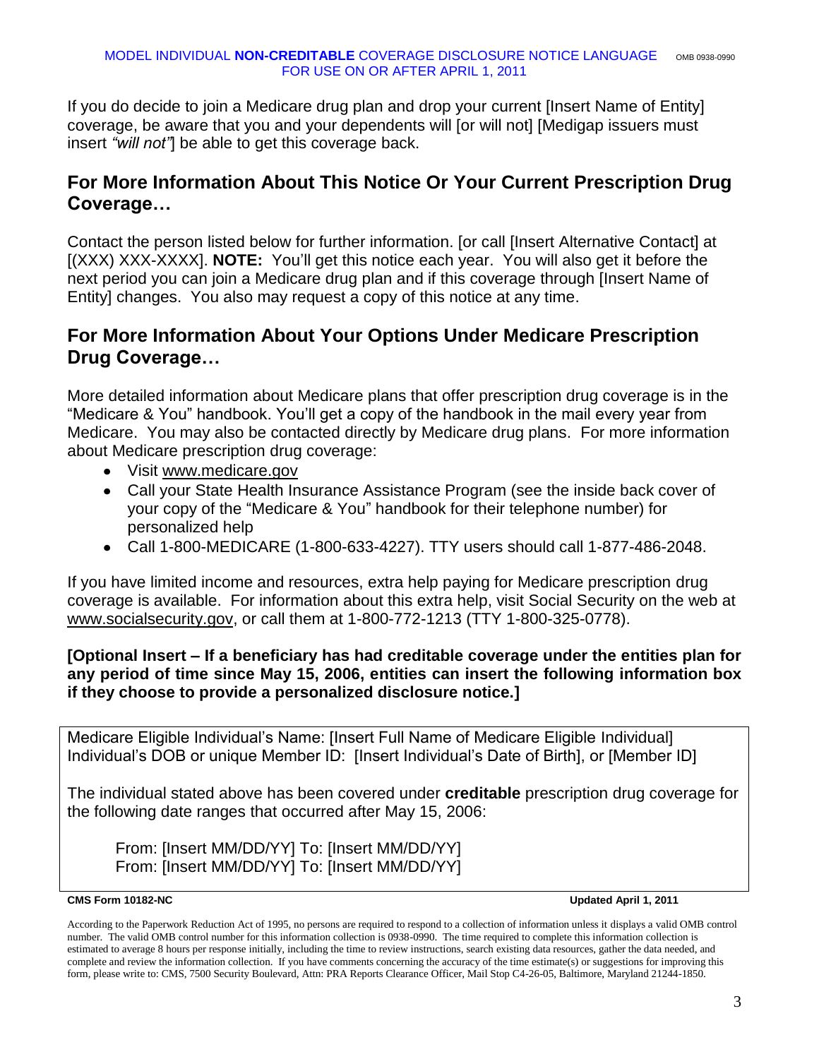If you do decide to join a Medicare drug plan and drop your current [Insert Name of Entity] coverage, be aware that you and your dependents will [or will not] [Medigap issuers must insert *"will not"*] be able to get this coverage back.

## For More Information About This Notice Or Your Current Prescription Drug Coverage…

Contact the person listed below for further information. [or call [Insert Alternative Contact] at [(XXX) XXX-XXXX]. **NOTE:** You'll get this notice each year. You will also get it before the next period you can join a Medicare drug plan and if this coverage through [Insert Name of Entity] changes. You also may request a copy of this notice at any time.

## For More Information About Your Options Under Medicare Prescription Drug Coverage…

More detailed information about Medicare plans that offer prescription drug coverage is in the "Medicare & You" handbook. You'll get a copy of the handbook in the mail every year from Medicare. You may also be contacted directly by Medicare drug plans. For more information about Medicare prescription drug coverage:

- Visit www.medicare.gov
- Call your State Health Insurance Assistance Program (see the inside back cover of your copy of the "Medicare & You" handbook for their telephone number) for personalized help
- Call 1-800-MEDICARE (1-800-633-4227). TTY users should call 1-877-486-2048.

If you have limited income and resources, extra help paying for Medicare prescription drug coverage is available. For information about this extra help, visit Social Security on the web at www.socialsecurity.gov, or call them at 1-800-772-1213 (TTY 1-800-325-0778).

**[Optional Insert – If a beneficiary has had creditable coverage under the entities plan for any period of time since May 15, 2006, entities can insert the following information box if they choose to provide a personalized disclosure notice.]**

Medicare Eligible Individual's Name: [Insert Full Name of Medicare Eligible Individual]
Individual's DOB or unique Member ID: [Insert Individual's Date of Birth], or [Member ID]

The individual stated above has been covered under **creditable** prescription drug coverage for the following date ranges that occurred after May 15, 2006:

From: [Insert MM/DD/YY] To: [Insert MM/DD/YY]
From: [Insert MM/DD/YY] To: [Insert MM/DD/YY]

**CMS Form 10182-NC** **Updated April 1, 2011**

According to the Paperwork Reduction Act of 1995, no persons are required to respond to a collection of information unless it displays a valid OMB control number. The valid OMB control number for this information collection is 0938-0990. The time required to complete this information collection is estimated to average 8 hours per response initially, including the time to review instructions, search existing data resources, gather the data needed, and complete and review the information collection. If you have comments concerning the accuracy of the time estimate(s) or suggestions for improving this form, please write to: CMS, 7500 Security Boulevard, Attn: PRA Reports Clearance Officer, Mail Stop C4-26-05, Baltimore, Maryland 21244-1850.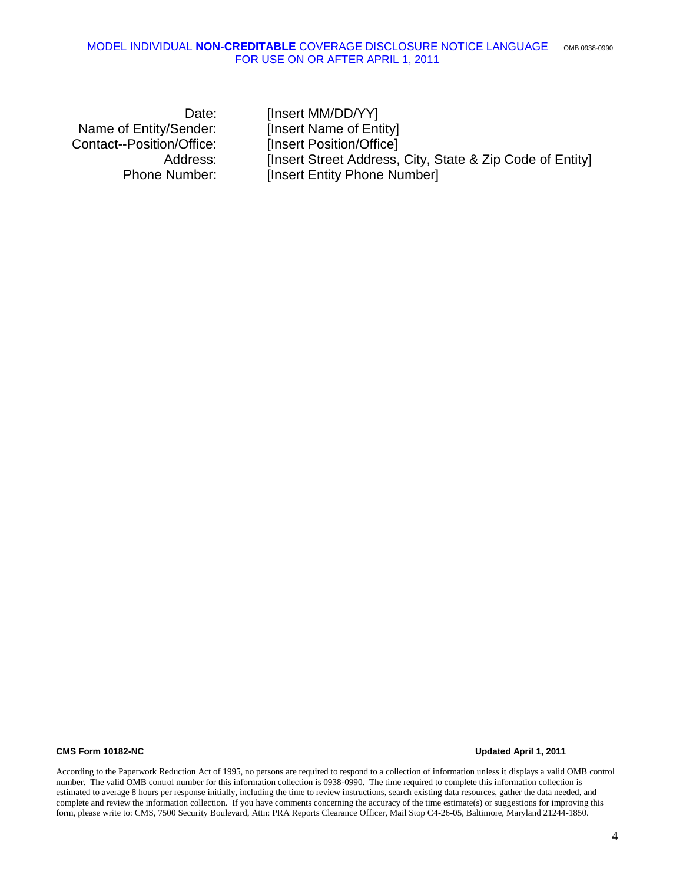MODEL INDIVIDUAL **NON-CREDITABLE** COVERAGE DISCLOSURE NOTICE LANGUAGE FOR USE ON OR AFTER APRIL 1, 2011 OMB 0938-0990

| | |
|---|---|
| Date: | [Insert MM/DD/YY] |
| Name of Entity/Sender: | [Insert Name of Entity] |
| Contact--Position/Office: | [Insert Position/Office] |
| Address: | [Insert Street Address, City, State & Zip Code of Entity] |
| Phone Number: | [Insert Entity Phone Number] |

**CMS Form 10182-NC** **Updated April 1, 2011**

According to the Paperwork Reduction Act of 1995, no persons are required to respond to a collection of information unless it displays a valid OMB control number. The valid OMB control number for this information collection is 0938-0990. The time required to complete this information collection is estimated to average 8 hours per response initially, including the time to review instructions, search existing data resources, gather the data needed, and complete and review the information collection. If you have comments concerning the accuracy of the time estimate(s) or suggestions for improving this form, please write to: CMS, 7500 Security Boulevard, Attn: PRA Reports Clearance Officer, Mail Stop C4-26-05, Baltimore, Maryland 21244-1850.